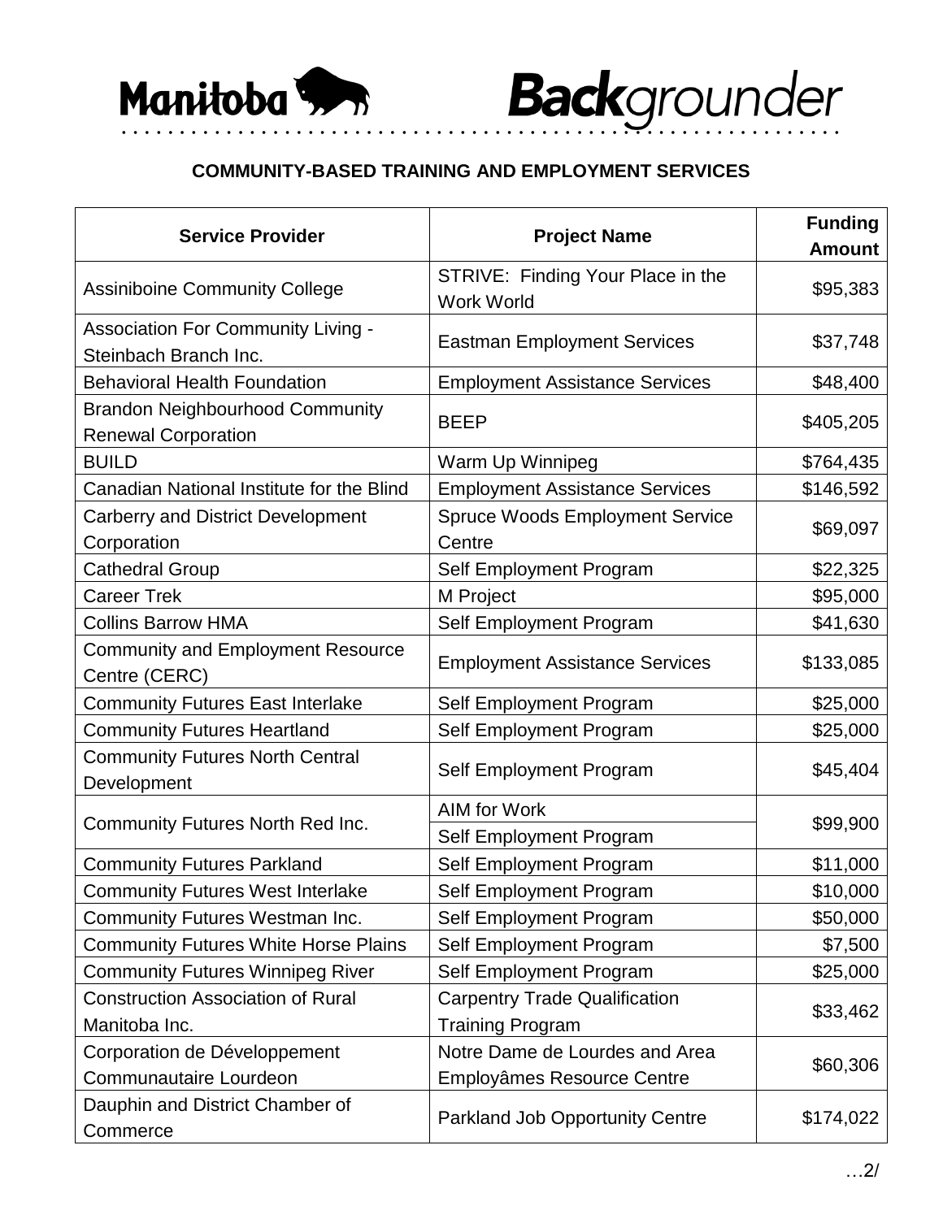Manitoba Backgrounder

## COMMUNITY-BASED TRAINING AND EMPLOYMENT SERVICES

| Service Provider | Project Name | Funding Amount |
|---|---|---|
| Assiniboine Community College | STRIVE: Finding Your Place in the Work World | $95,383 |
| Association For Community Living - Steinbach Branch Inc. | Eastman Employment Services | $37,748 |
| Behavioral Health Foundation | Employment Assistance Services | $48,400 |
| Brandon Neighbourhood Community Renewal Corporation | BEEP | $405,205 |
| BUILD | Warm Up Winnipeg | $764,435 |
| Canadian National Institute for the Blind | Employment Assistance Services | $146,592 |
| Carberry and District Development Corporation | Spruce Woods Employment Service Centre | $69,097 |
| Cathedral Group | Self Employment Program | $22,325 |
| Career Trek | M Project | $95,000 |
| Collins Barrow HMA | Self Employment Program | $41,630 |
| Community and Employment Resource Centre (CERC) | Employment Assistance Services | $133,085 |
| Community Futures East Interlake | Self Employment Program | $25,000 |
| Community Futures Heartland | Self Employment Program | $25,000 |
| Community Futures North Central Development | Self Employment Program | $45,404 |
| Community Futures North Red Inc. | AIM for Work | $99,900 |
| | Self Employment Program | |
| Community Futures Parkland | Self Employment Program | $11,000 |
| Community Futures West Interlake | Self Employment Program | $10,000 |
| Community Futures Westman Inc. | Self Employment Program | $50,000 |
| Community Futures White Horse Plains | Self Employment Program | $7,500 |
| Community Futures Winnipeg River | Self Employment Program | $25,000 |
| Construction Association of Rural Manitoba Inc. | Carpentry Trade Qualification Training Program | $33,462 |
| Corporation de Développement Communautaire Lourdeon | Notre Dame de Lourdes and Area Employâmes Resource Centre | $60,306 |
| Dauphin and District Chamber of Commerce | Parkland Job Opportunity Centre | $174,022 |

…2/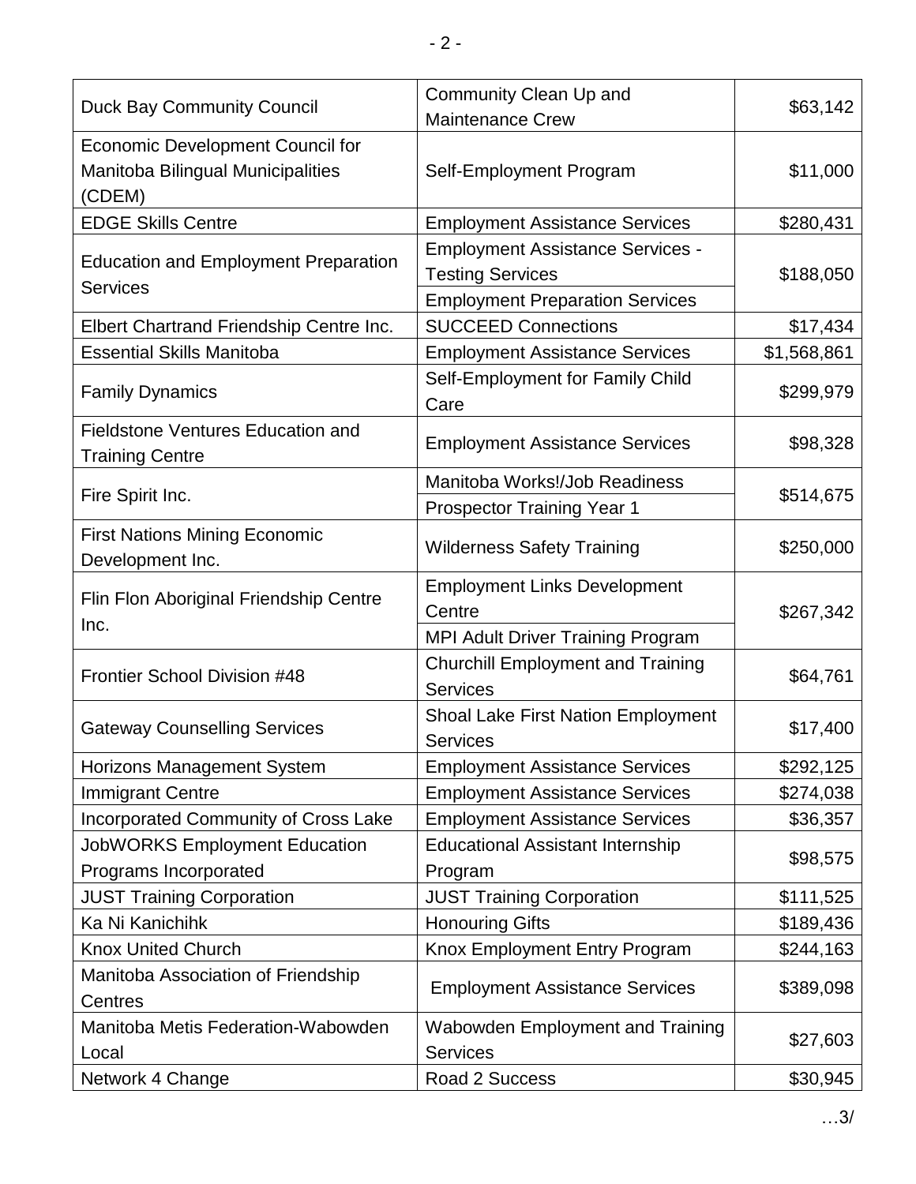| Duck Bay Community Council | Community Clean Up and Maintenance Crew | $63,142 |
|---|---|---|
| Economic Development Council for Manitoba Bilingual Municipalities (CDEM) | Self-Employment Program | $11,000 |
| EDGE Skills Centre | Employment Assistance Services | $280,431 |
| Education and Employment Preparation Services | Employment Assistance Services - Testing Services<br>Employment Preparation Services | $188,050 |
| Elbert Chartrand Friendship Centre Inc. | SUCCEED Connections | $17,434 |
| Essential Skills Manitoba | Employment Assistance Services | $1,568,861 |
| Family Dynamics | Self-Employment for Family Child Care | $299,979 |
| Fieldstone Ventures Education and Training Centre | Employment Assistance Services | $98,328 |
| Fire Spirit Inc. | Manitoba Works!/Job Readiness<br>Prospector Training Year 1 | $514,675 |
| First Nations Mining Economic Development Inc. | Wilderness Safety Training | $250,000 |
| Flin Flon Aboriginal Friendship Centre Inc. | Employment Links Development Centre<br>MPI Adult Driver Training Program | $267,342 |
| Frontier School Division #48 | Churchill Employment and Training Services | $64,761 |
| Gateway Counselling Services | Shoal Lake First Nation Employment Services | $17,400 |
| Horizons Management System | Employment Assistance Services | $292,125 |
| Immigrant Centre | Employment Assistance Services | $274,038 |
| Incorporated Community of Cross Lake | Employment Assistance Services | $36,357 |
| JobWORKS Employment Education Programs Incorporated | Educational Assistant Internship Program | $98,575 |
| JUST Training Corporation | JUST Training Corporation | $111,525 |
| Ka Ni Kanichihk | Honouring Gifts | $189,436 |
| Knox United Church | Knox Employment Entry Program | $244,163 |
| Manitoba Association of Friendship Centres | Employment Assistance Services | $389,098 |
| Manitoba Metis Federation-Wabowden Local | Wabowden Employment and Training Services | $27,603 |
| Network 4 Change | Road 2 Success | $30,945 |

…3/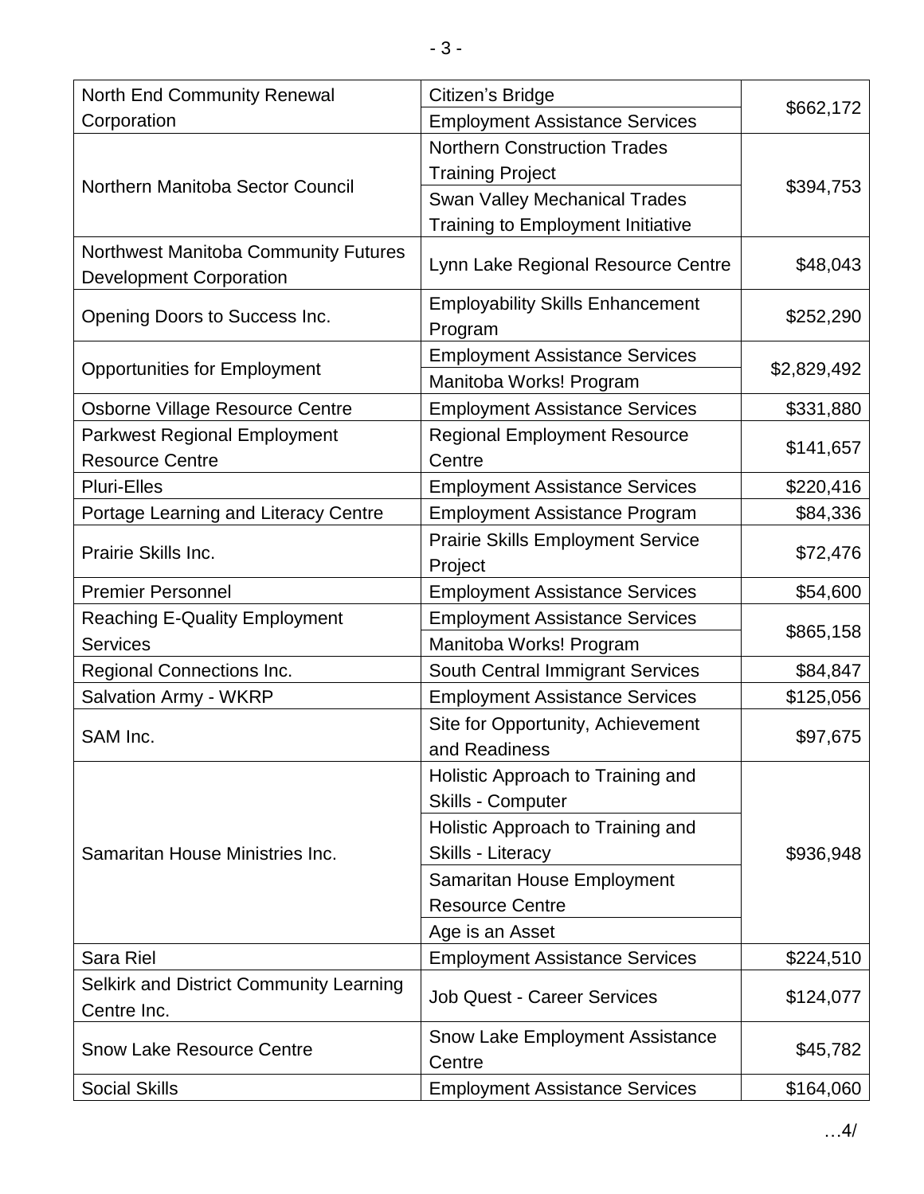| North End Community Renewal Corporation | Citizen's Bridge | $662,172 |
|---|---|---|
| | Employment Assistance Services | |
| Northern Manitoba Sector Council | Northern Construction Trades Training Project | $394,753 |
| | Swan Valley Mechanical Trades Training to Employment Initiative | |
| Northwest Manitoba Community Futures Development Corporation | Lynn Lake Regional Resource Centre | $48,043 |
| Opening Doors to Success Inc. | Employability Skills Enhancement Program | $252,290 |
| Opportunities for Employment | Employment Assistance Services | $2,829,492 |
| | Manitoba Works! Program | |
| Osborne Village Resource Centre | Employment Assistance Services | $331,880 |
| Parkwest Regional Employment Resource Centre | Regional Employment Resource Centre | $141,657 |
| Pluri-Elles | Employment Assistance Services | $220,416 |
| Portage Learning and Literacy Centre | Employment Assistance Program | $84,336 |
| Prairie Skills Inc. | Prairie Skills Employment Service Project | $72,476 |
| Premier Personnel | Employment Assistance Services | $54,600 |
| Reaching E-Quality Employment Services | Employment Assistance Services | $865,158 |
| | Manitoba Works! Program | |
| Regional Connections Inc. | South Central Immigrant Services | $84,847 |
| Salvation Army - WKRP | Employment Assistance Services | $125,056 |
| SAM Inc. | Site for Opportunity, Achievement and Readiness | $97,675 |
| Samaritan House Ministries Inc. | Holistic Approach to Training and Skills - Computer | $936,948 |
| | Holistic Approach to Training and Skills - Literacy | |
| | Samaritan House Employment Resource Centre | |
| | Age is an Asset | |
| Sara Riel | Employment Assistance Services | $224,510 |
| Selkirk and District Community Learning Centre Inc. | Job Quest - Career Services | $124,077 |
| Snow Lake Resource Centre | Snow Lake Employment Assistance Centre | $45,782 |
| Social Skills | Employment Assistance Services | $164,060 |

…4/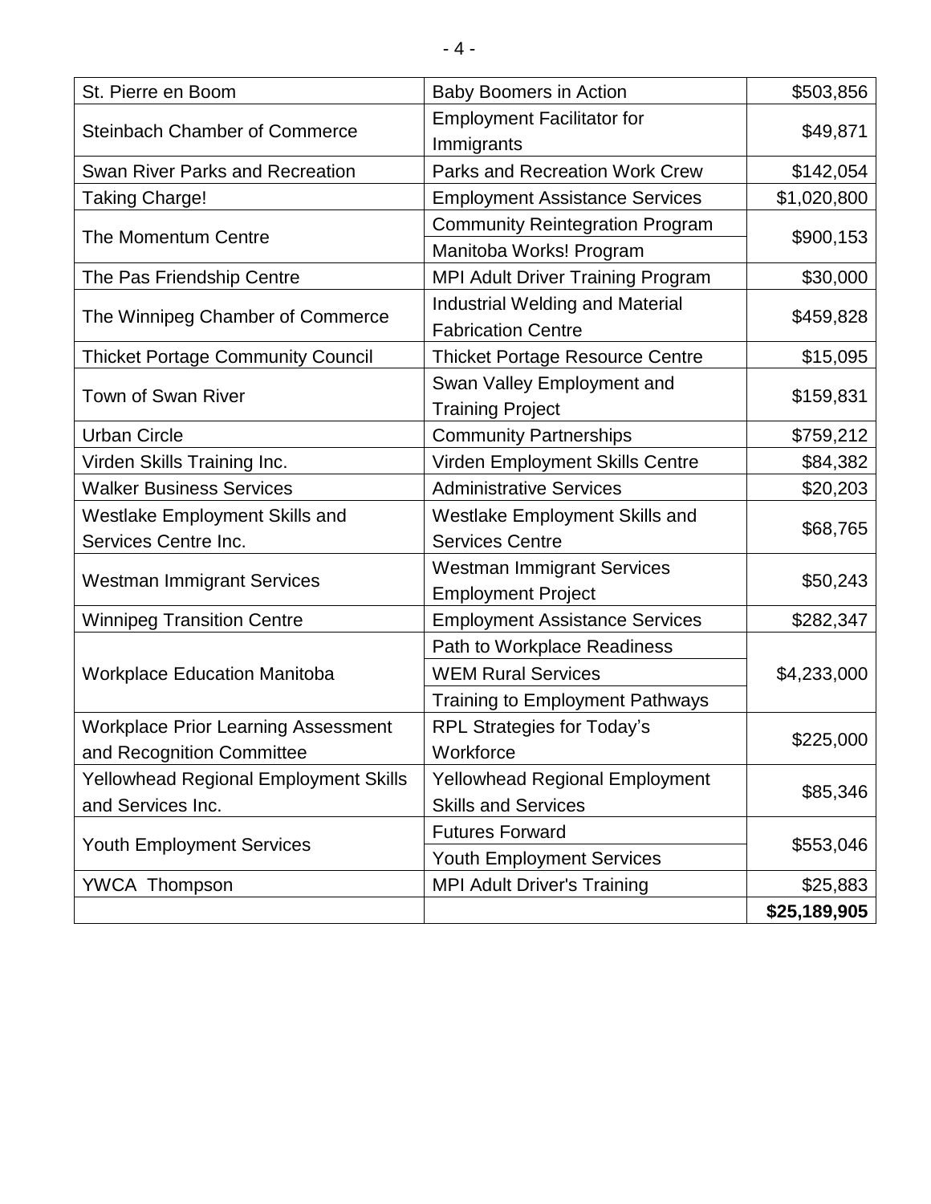| | | |
|---|---|---|
| St. Pierre en Boom | Baby Boomers in Action | $503,856 |
| Steinbach Chamber of Commerce | Employment Facilitator for Immigrants | $49,871 |
| Swan River Parks and Recreation | Parks and Recreation Work Crew | $142,054 |
| Taking Charge! | Employment Assistance Services | $1,020,800 |
| The Momentum Centre | Community Reintegration Program | $900,153 |
| | Manitoba Works! Program | |
| The Pas Friendship Centre | MPI Adult Driver Training Program | $30,000 |
| The Winnipeg Chamber of Commerce | Industrial Welding and Material Fabrication Centre | $459,828 |
| Thicket Portage Community Council | Thicket Portage Resource Centre | $15,095 |
| Town of Swan River | Swan Valley Employment and Training Project | $159,831 |
| Urban Circle | Community Partnerships | $759,212 |
| Virden Skills Training Inc. | Virden Employment Skills Centre | $84,382 |
| Walker Business Services | Administrative Services | $20,203 |
| Westlake Employment Skills and Services Centre Inc. | Westlake Employment Skills and Services Centre | $68,765 |
| Westman Immigrant Services | Westman Immigrant Services Employment Project | $50,243 |
| Winnipeg Transition Centre | Employment Assistance Services | $282,347 |
| Workplace Education Manitoba | Path to Workplace Readiness | $4,233,000 |
| | WEM Rural Services | |
| | Training to Employment Pathways | |
| Workplace Prior Learning Assessment and Recognition Committee | RPL Strategies for Today's Workforce | $225,000 |
| Yellowhead Regional Employment Skills and Services Inc. | Yellowhead Regional Employment Skills and Services | $85,346 |
| Youth Employment Services | Futures Forward | $553,046 |
| | Youth Employment Services | |
| YWCA Thompson | MPI Adult Driver's Training | $25,883 |
| | | **$25,189,905** |